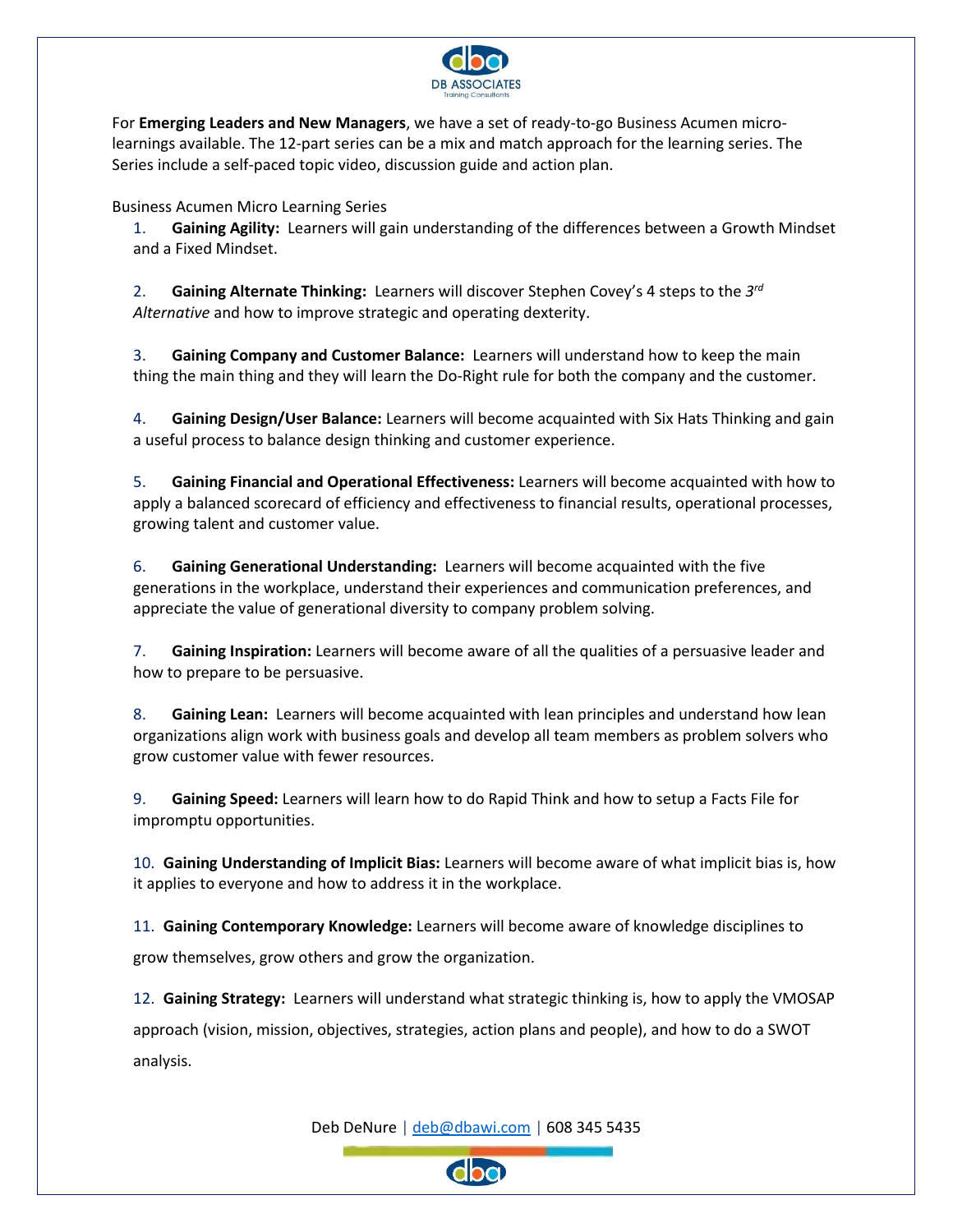For **Emerging Leaders and New Managers**, we have a set of ready-to-go Business Acumen micro-learnings available. The 12-part series can be a mix and match approach for the learning series. The Series include a self-paced topic video, discussion guide and action plan.

Business Acumen Micro Learning Series

1. **Gaining Agility:** Learners will gain understanding of the differences between a Growth Mindset and a Fixed Mindset.

2. **Gaining Alternate Thinking:** Learners will discover Stephen Covey's 4 steps to the *3rd Alternative* and how to improve strategic and operating dexterity.

3. **Gaining Company and Customer Balance:** Learners will understand how to keep the main thing the main thing and they will learn the Do-Right rule for both the company and the customer.

4. **Gaining Design/User Balance:** Learners will become acquainted with Six Hats Thinking and gain a useful process to balance design thinking and customer experience.

5. **Gaining Financial and Operational Effectiveness:** Learners will become acquainted with how to apply a balanced scorecard of efficiency and effectiveness to financial results, operational processes, growing talent and customer value.

6. **Gaining Generational Understanding:** Learners will become acquainted with the five generations in the workplace, understand their experiences and communication preferences, and appreciate the value of generational diversity to company problem solving.

7. **Gaining Inspiration:** Learners will become aware of all the qualities of a persuasive leader and how to prepare to be persuasive.

8. **Gaining Lean:** Learners will become acquainted with lean principles and understand how lean organizations align work with business goals and develop all team members as problem solvers who grow customer value with fewer resources.

9. **Gaining Speed:** Learners will learn how to do Rapid Think and how to setup a Facts File for impromptu opportunities.

10. **Gaining Understanding of Implicit Bias:** Learners will become aware of what implicit bias is, how it applies to everyone and how to address it in the workplace.

11. **Gaining Contemporary Knowledge:** Learners will become aware of knowledge disciplines to grow themselves, grow others and grow the organization.

12. **Gaining Strategy:** Learners will understand what strategic thinking is, how to apply the VMOSAP approach (vision, mission, objectives, strategies, action plans and people), and how to do a SWOT analysis.

Deb DeNure | deb@dbawi.com | 608 345 5435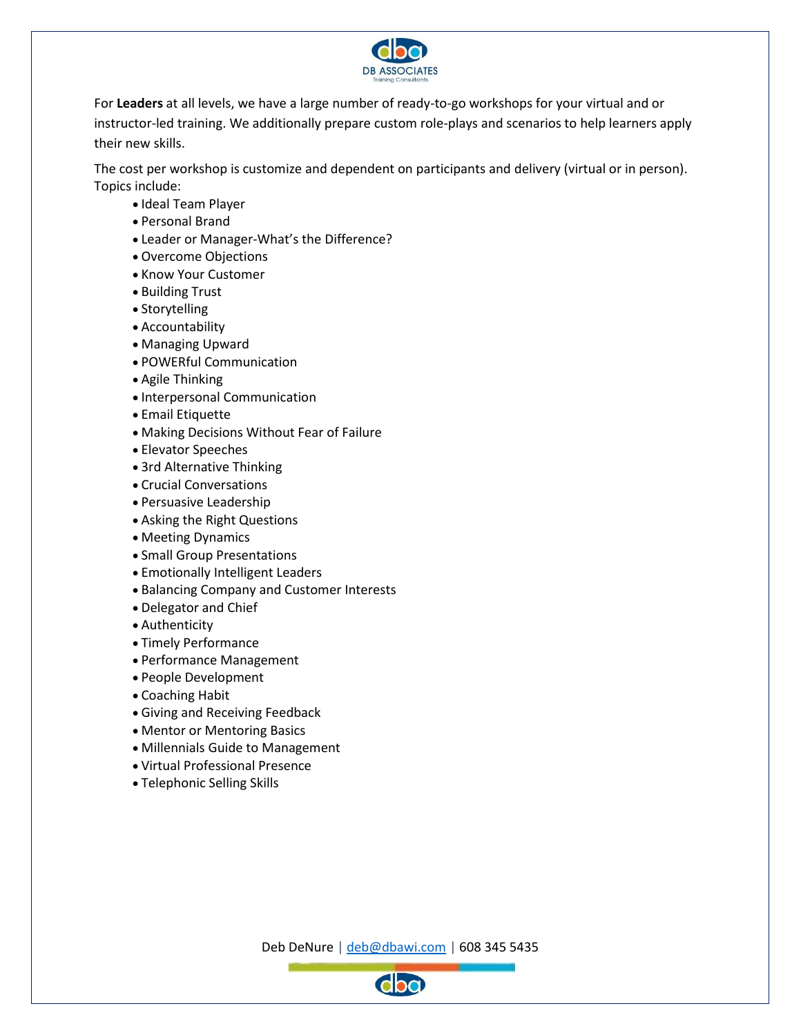For **Leaders** at all levels, we have a large number of ready-to-go workshops for your virtual and or instructor-led training. We additionally prepare custom role-plays and scenarios to help learners apply their new skills.

The cost per workshop is customize and dependent on participants and delivery (virtual or in person). Topics include:

- Ideal Team Player
- Personal Brand
- Leader or Manager-What's the Difference?
- Overcome Objections
- Know Your Customer
- Building Trust
- Storytelling
- Accountability
- Managing Upward
- POWERful Communication
- Agile Thinking
- Interpersonal Communication
- Email Etiquette
- Making Decisions Without Fear of Failure
- Elevator Speeches
- 3rd Alternative Thinking
- Crucial Conversations
- Persuasive Leadership
- Asking the Right Questions
- Meeting Dynamics
- Small Group Presentations
- Emotionally Intelligent Leaders
- Balancing Company and Customer Interests
- Delegator and Chief
- Authenticity
- Timely Performance
- Performance Management
- People Development
- Coaching Habit
- Giving and Receiving Feedback
- Mentor or Mentoring Basics
- Millennials Guide to Management
- Virtual Professional Presence
- Telephonic Selling Skills

Deb DeNure | deb@dbawi.com | 608 345 5435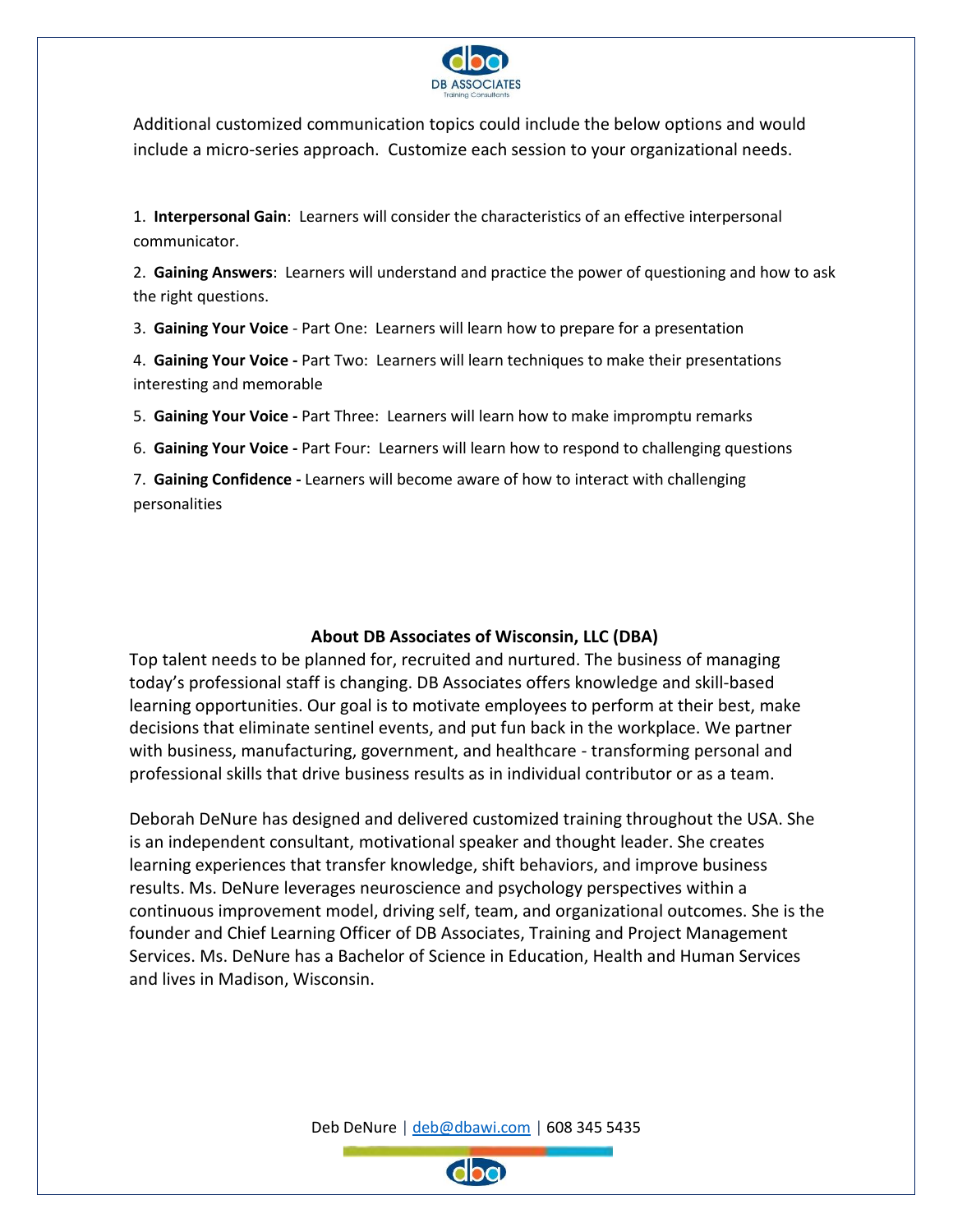Additional customized communication topics could include the below options and would include a micro-series approach. Customize each session to your organizational needs.

1. **Interpersonal Gain**: Learners will consider the characteristics of an effective interpersonal communicator.

2. **Gaining Answers**: Learners will understand and practice the power of questioning and how to ask the right questions.

3. **Gaining Your Voice** - Part One: Learners will learn how to prepare for a presentation

4. **Gaining Your Voice -** Part Two: Learners will learn techniques to make their presentations interesting and memorable

5. **Gaining Your Voice -** Part Three: Learners will learn how to make impromptu remarks

6. **Gaining Your Voice -** Part Four: Learners will learn how to respond to challenging questions

7. **Gaining Confidence -** Learners will become aware of how to interact with challenging personalities

## About DB Associates of Wisconsin, LLC (DBA)

Top talent needs to be planned for, recruited and nurtured. The business of managing today's professional staff is changing. DB Associates offers knowledge and skill-based learning opportunities. Our goal is to motivate employees to perform at their best, make decisions that eliminate sentinel events, and put fun back in the workplace. We partner with business, manufacturing, government, and healthcare - transforming personal and professional skills that drive business results as in individual contributor or as a team.

Deborah DeNure has designed and delivered customized training throughout the USA. She is an independent consultant, motivational speaker and thought leader. She creates learning experiences that transfer knowledge, shift behaviors, and improve business results. Ms. DeNure leverages neuroscience and psychology perspectives within a continuous improvement model, driving self, team, and organizational outcomes. She is the founder and Chief Learning Officer of DB Associates, Training and Project Management Services. Ms. DeNure has a Bachelor of Science in Education, Health and Human Services and lives in Madison, Wisconsin.

Deb DeNure | deb@dbawi.com | 608 345 5435